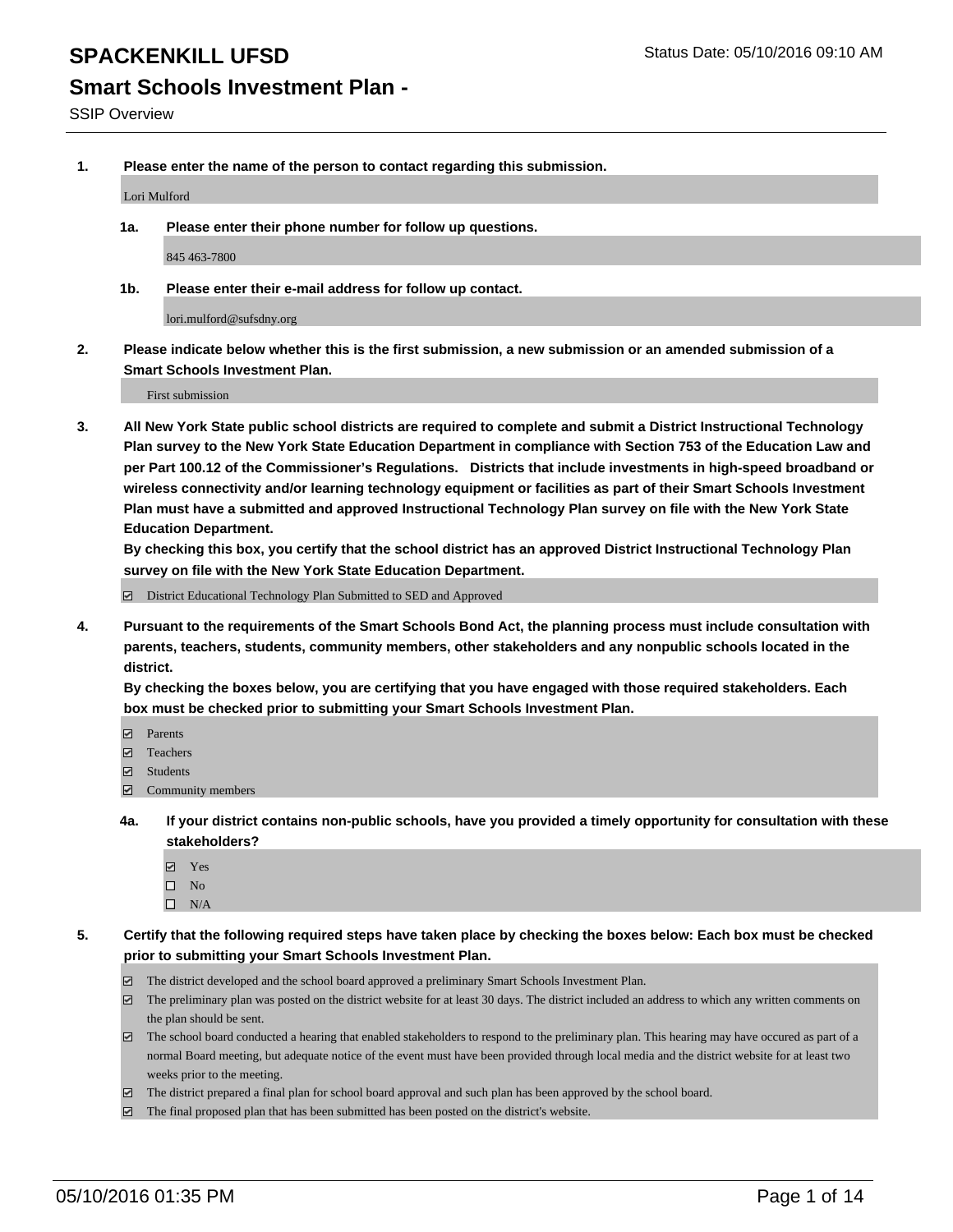# SPACKENKILL UFSD

Status Date: 05/10/2016 09:10 AM

## Smart Schools Investment Plan -

SSIP Overview

**1. Please enter the name of the person to contact regarding this submission.**

Lori Mulford

**1a. Please enter their phone number for follow up questions.**

845 463-7800

**1b. Please enter their e-mail address for follow up contact.**

lori.mulford@sufsdny.org

**2. Please indicate below whether this is the first submission, a new submission or an amended submission of a Smart Schools Investment Plan.**

First submission

**3. All New York State public school districts are required to complete and submit a District Instructional Technology Plan survey to the New York State Education Department in compliance with Section 753 of the Education Law and per Part 100.12 of the Commissioner's Regulations. Districts that include investments in high-speed broadband or wireless connectivity and/or learning technology equipment or facilities as part of their Smart Schools Investment Plan must have a submitted and approved Instructional Technology Plan survey on file with the New York State Education Department.**
**By checking this box, you certify that the school district has an approved District Instructional Technology Plan survey on file with the New York State Education Department.**

- [x] District Educational Technology Plan Submitted to SED and Approved

**4. Pursuant to the requirements of the Smart Schools Bond Act, the planning process must include consultation with parents, teachers, students, community members, other stakeholders and any nonpublic schools located in the district.**
**By checking the boxes below, you are certifying that you have engaged with those required stakeholders. Each box must be checked prior to submitting your Smart Schools Investment Plan.**

- [x] Parents
- [x] Teachers
- [x] Students
- [x] Community members

**4a. If your district contains non-public schools, have you provided a timely opportunity for consultation with these stakeholders?**

- [x] Yes
- [ ] No
- [ ] N/A

**5. Certify that the following required steps have taken place by checking the boxes below: Each box must be checked prior to submitting your Smart Schools Investment Plan.**

- [x] The district developed and the school board approved a preliminary Smart Schools Investment Plan.
- [x] The preliminary plan was posted on the district website for at least 30 days. The district included an address to which any written comments on the plan should be sent.
- [x] The school board conducted a hearing that enabled stakeholders to respond to the preliminary plan. This hearing may have occured as part of a normal Board meeting, but adequate notice of the event must have been provided through local media and the district website for at least two weeks prior to the meeting.
- [x] The district prepared a final plan for school board approval and such plan has been approved by the school board.
- [x] The final proposed plan that has been submitted has been posted on the district's website.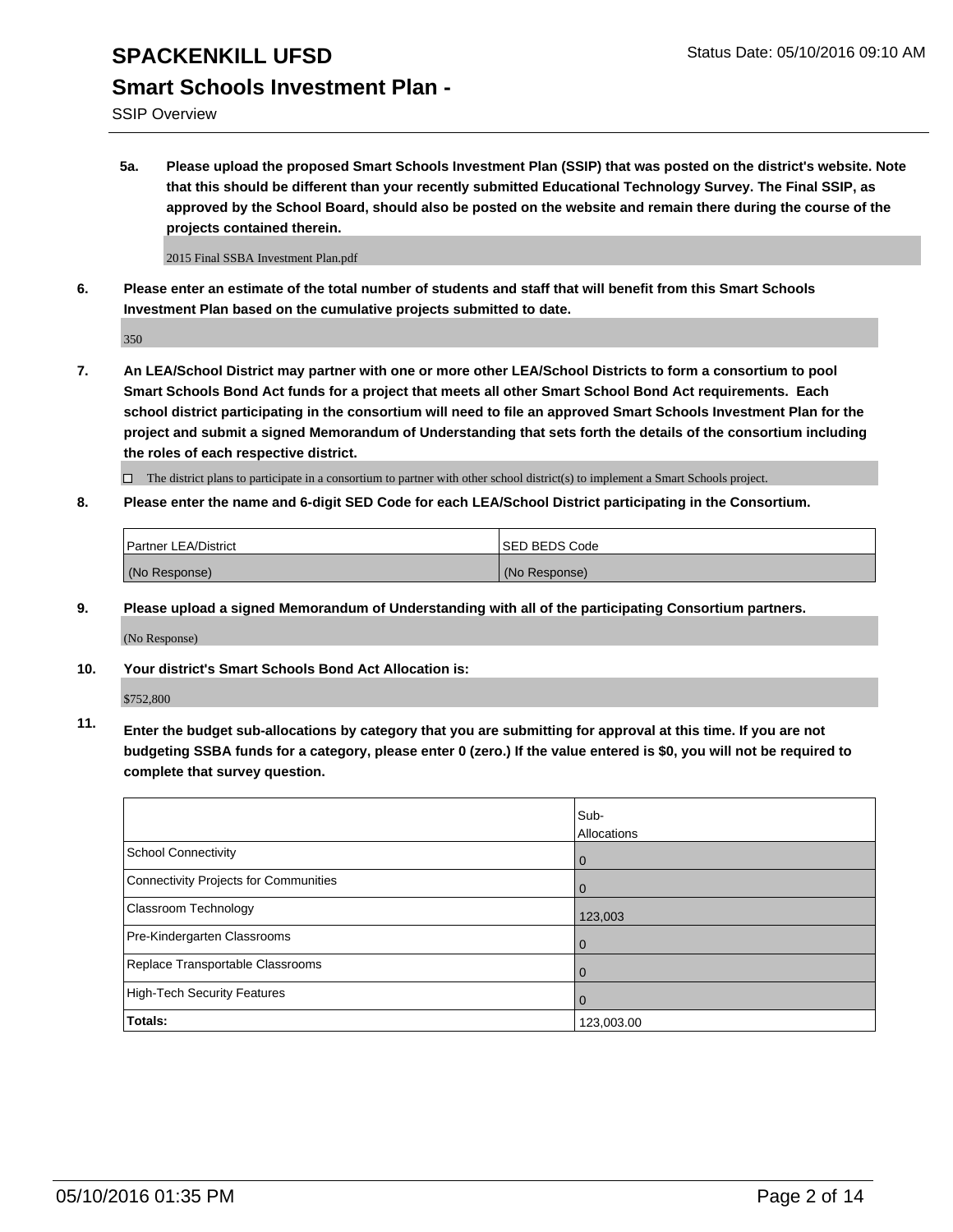# SPACKENKILL UFSD

## Smart Schools Investment Plan -

SSIP Overview

**5a. Please upload the proposed Smart Schools Investment Plan (SSIP) that was posted on the district's website. Note that this should be different than your recently submitted Educational Technology Survey. The Final SSIP, as approved by the School Board, should also be posted on the website and remain there during the course of the projects contained therein.**

2015 Final SSBA Investment Plan.pdf

**6. Please enter an estimate of the total number of students and staff that will benefit from this Smart Schools Investment Plan based on the cumulative projects submitted to date.**

350

**7. An LEA/School District may partner with one or more other LEA/School Districts to form a consortium to pool Smart Schools Bond Act funds for a project that meets all other Smart School Bond Act requirements. Each school district participating in the consortium will need to file an approved Smart Schools Investment Plan for the project and submit a signed Memorandum of Understanding that sets forth the details of the consortium including the roles of each respective district.**

☐ The district plans to participate in a consortium to partner with other school district(s) to implement a Smart Schools project.

**8. Please enter the name and 6-digit SED Code for each LEA/School District participating in the Consortium.**

| Partner LEA/District | SED BEDS Code |
|---|---|
| (No Response) | (No Response) |

**9. Please upload a signed Memorandum of Understanding with all of the participating Consortium partners.**

(No Response)

**10. Your district's Smart Schools Bond Act Allocation is:**

$752,800

**11. Enter the budget sub-allocations by category that you are submitting for approval at this time. If you are not budgeting SSBA funds for a category, please enter 0 (zero.) If the value entered is $0, you will not be required to complete that survey question.**

| | Sub-Allocations |
|---|---|
| School Connectivity | 0 |
| Connectivity Projects for Communities | 0 |
| Classroom Technology | 123,003 |
| Pre-Kindergarten Classrooms | 0 |
| Replace Transportable Classrooms | 0 |
| High-Tech Security Features | 0 |
| **Totals:** | 123,003.00 |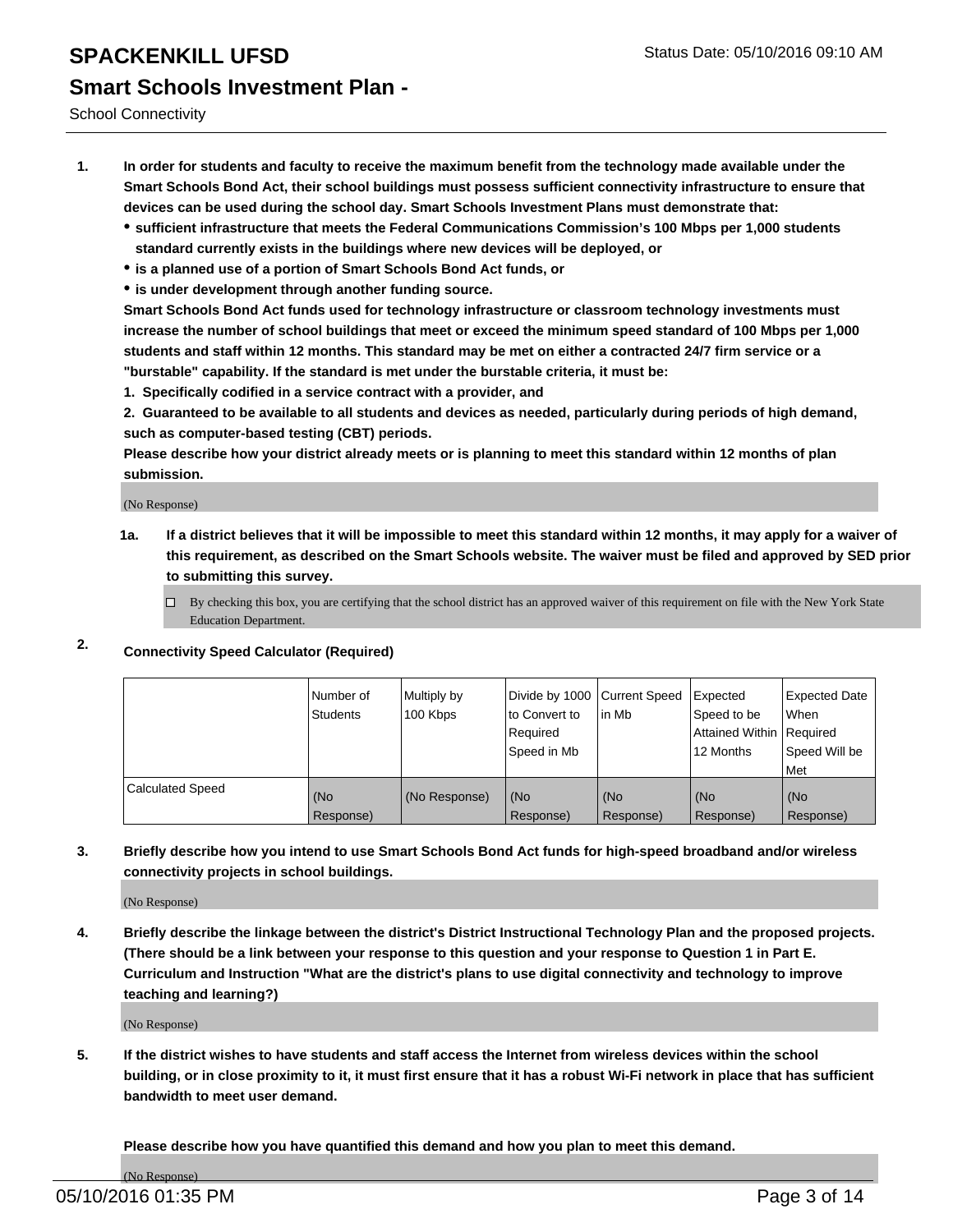# SPACKENKILL UFSD

Status Date: 05/10/2016 09:10 AM

## Smart Schools Investment Plan -

School Connectivity

1. **In order for students and faculty to receive the maximum benefit from the technology made available under the Smart Schools Bond Act, their school buildings must possess sufficient connectivity infrastructure to ensure that devices can be used during the school day. Smart Schools Investment Plans must demonstrate that:**
   - **sufficient infrastructure that meets the Federal Communications Commission's 100 Mbps per 1,000 students standard currently exists in the buildings where new devices will be deployed, or**
   - **is a planned use of a portion of Smart Schools Bond Act funds, or**
   - **is under development through another funding source.**

   **Smart Schools Bond Act funds used for technology infrastructure or classroom technology investments must increase the number of school buildings that meet or exceed the minimum speed standard of 100 Mbps per 1,000 students and staff within 12 months. This standard may be met on either a contracted 24/7 firm service or a "burstable" capability. If the standard is met under the burstable criteria, it must be:**

   **1. Specifically codified in a service contract with a provider, and**

   **2. Guaranteed to be available to all students and devices as needed, particularly during periods of high demand, such as computer-based testing (CBT) periods.**

   **Please describe how your district already meets or is planning to meet this standard within 12 months of plan submission.**

   (No Response)

   **1a. If a district believes that it will be impossible to meet this standard within 12 months, it may apply for a waiver of this requirement, as described on the Smart Schools website. The waiver must be filed and approved by SED prior to submitting this survey.**

   ☐ By checking this box, you are certifying that the school district has an approved waiver of this requirement on file with the New York State Education Department.

2. **Connectivity Speed Calculator (Required)**

| | Number of Students | Multiply by 100 Kbps | Divide by 1000 to Convert to Required Speed in Mb | Current Speed in Mb | Expected Speed to be Attained Within 12 Months | Expected Date When Required Speed Will be Met |
|---|---|---|---|---|---|---|
| Calculated Speed | (No Response) | (No Response) | (No Response) | (No Response) | (No Response) | (No Response) |

3. **Briefly describe how you intend to use Smart Schools Bond Act funds for high-speed broadband and/or wireless connectivity projects in school buildings.**

   (No Response)

4. **Briefly describe the linkage between the district's District Instructional Technology Plan and the proposed projects. (There should be a link between your response to this question and your response to Question 1 in Part E. Curriculum and Instruction "What are the district's plans to use digital connectivity and technology to improve teaching and learning?)**

   (No Response)

5. **If the district wishes to have students and staff access the Internet from wireless devices within the school building, or in close proximity to it, it must first ensure that it has a robust Wi-Fi network in place that has sufficient bandwidth to meet user demand.**

   **Please describe how you have quantified this demand and how you plan to meet this demand.**

   (No Response)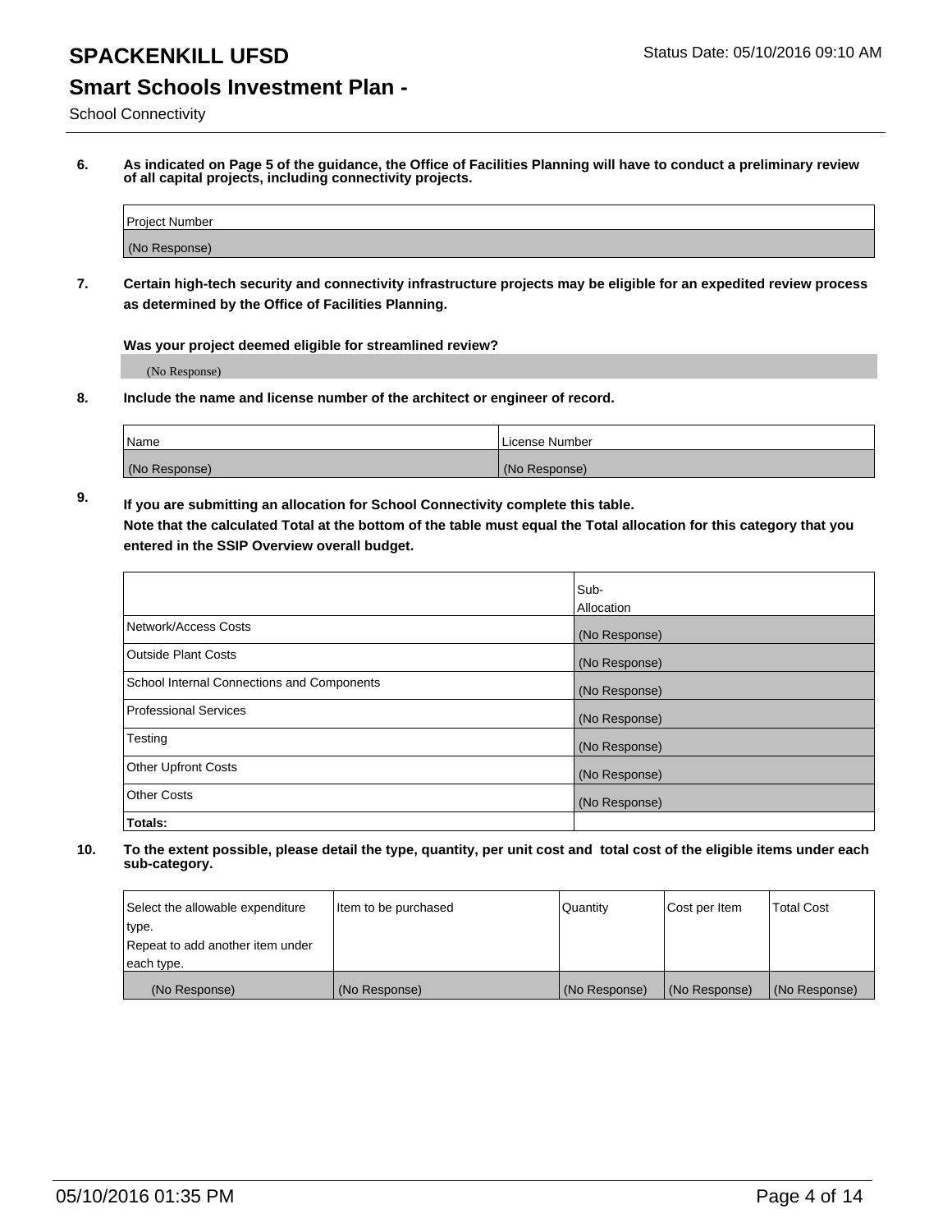# SPACKENKILL UFSD

Status Date: 05/10/2016 09:10 AM

## Smart Schools Investment Plan -

School Connectivity

**6. As indicated on Page 5 of the guidance, the Office of Facilities Planning will have to conduct a preliminary review of all capital projects, including connectivity projects.**

| Project Number |
|---|
| (No Response) |

**7. Certain high-tech security and connectivity infrastructure projects may be eligible for an expedited review process as determined by the Office of Facilities Planning.**

**Was your project deemed eligible for streamlined review?**

(No Response)

**8. Include the name and license number of the architect or engineer of record.**

| Name | License Number |
|---|---|
| (No Response) | (No Response) |

**9. If you are submitting an allocation for School Connectivity complete this table.**
**Note that the calculated Total at the bottom of the table must equal the Total allocation for this category that you entered in the SSIP Overview overall budget.**

| | Sub-Allocation |
|---|---|
| Network/Access Costs | (No Response) |
| Outside Plant Costs | (No Response) |
| School Internal Connections and Components | (No Response) |
| Professional Services | (No Response) |
| Testing | (No Response) |
| Other Upfront Costs | (No Response) |
| Other Costs | (No Response) |
| **Totals:** | |

**10. To the extent possible, please detail the type, quantity, per unit cost and total cost of the eligible items under each sub-category.**

| Select the allowable expenditure type. Repeat to add another item under each type. | Item to be purchased | Quantity | Cost per Item | Total Cost |
|---|---|---|---|---|
| (No Response) | (No Response) | (No Response) | (No Response) | (No Response) |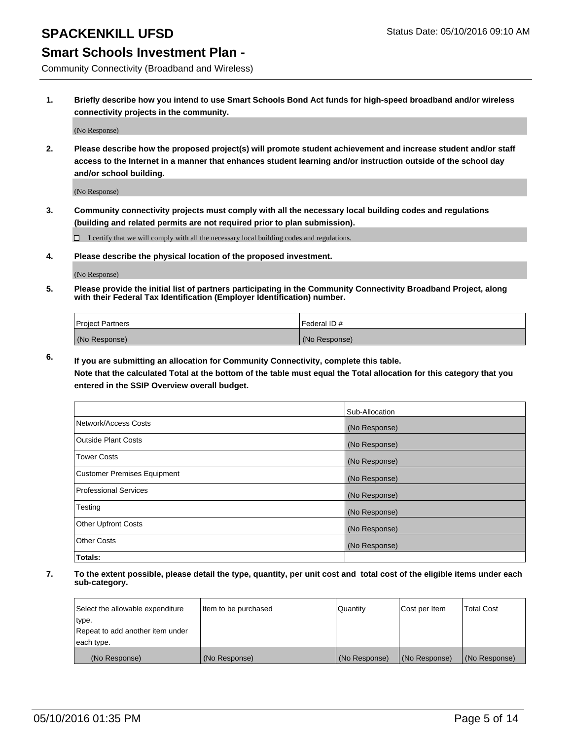# SPACKENKILL UFSD

Status Date: 05/10/2016 09:10 AM

## Smart Schools Investment Plan -

Community Connectivity (Broadband and Wireless)

**1. Briefly describe how you intend to use Smart Schools Bond Act funds for high-speed broadband and/or wireless connectivity projects in the community.**

(No Response)

**2. Please describe how the proposed project(s) will promote student achievement and increase student and/or staff access to the Internet in a manner that enhances student learning and/or instruction outside of the school day and/or school building.**

(No Response)

**3. Community connectivity projects must comply with all the necessary local building codes and regulations (building and related permits are not required prior to plan submission).**

☐ I certify that we will comply with all the necessary local building codes and regulations.

**4. Please describe the physical location of the proposed investment.**

(No Response)

**5. Please provide the initial list of partners participating in the Community Connectivity Broadband Project, along with their Federal Tax Identification (Employer Identification) number.**

| Project Partners | Federal ID # |
| --- | --- |
| (No Response) | (No Response) |

**6. If you are submitting an allocation for Community Connectivity, complete this table. Note that the calculated Total at the bottom of the table must equal the Total allocation for this category that you entered in the SSIP Overview overall budget.**

| | Sub-Allocation |
| --- | --- |
| Network/Access Costs | (No Response) |
| Outside Plant Costs | (No Response) |
| Tower Costs | (No Response) |
| Customer Premises Equipment | (No Response) |
| Professional Services | (No Response) |
| Testing | (No Response) |
| Other Upfront Costs | (No Response) |
| Other Costs | (No Response) |
| **Totals:** | |

**7. To the extent possible, please detail the type, quantity, per unit cost and total cost of the eligible items under each sub-category.**

| Select the allowable expenditure type. Repeat to add another item under each type. | Item to be purchased | Quantity | Cost per Item | Total Cost |
| --- | --- | --- | --- | --- |
| (No Response) | (No Response) | (No Response) | (No Response) | (No Response) |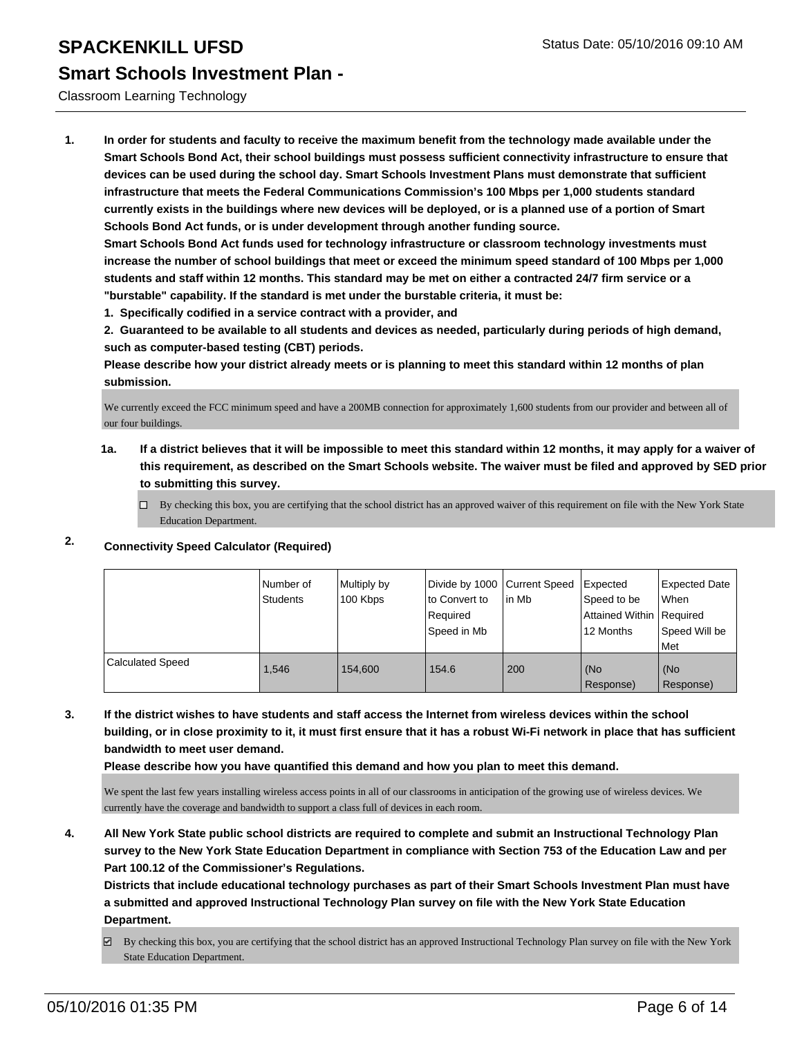# SPACKENKILL UFSD

Status Date: 05/10/2016 09:10 AM

## Smart Schools Investment Plan -

Classroom Learning Technology

1. **In order for students and faculty to receive the maximum benefit from the technology made available under the Smart Schools Bond Act, their school buildings must possess sufficient connectivity infrastructure to ensure that devices can be used during the school day. Smart Schools Investment Plans must demonstrate that sufficient infrastructure that meets the Federal Communications Commission's 100 Mbps per 1,000 students standard currently exists in the buildings where new devices will be deployed, or is a planned use of a portion of Smart Schools Bond Act funds, or is under development through another funding source.**

   **Smart Schools Bond Act funds used for technology infrastructure or classroom technology investments must increase the number of school buildings that meet or exceed the minimum speed standard of 100 Mbps per 1,000 students and staff within 12 months. This standard may be met on either a contracted 24/7 firm service or a "burstable" capability. If the standard is met under the burstable criteria, it must be:**

   **1. Specifically codified in a service contract with a provider, and**

   **2. Guaranteed to be available to all students and devices as needed, particularly during periods of high demand, such as computer-based testing (CBT) periods.**

   **Please describe how your district already meets or is planning to meet this standard within 12 months of plan submission.**

   We currently exceed the FCC minimum speed and have a 200MB connection for approximately 1,600 students from our provider and between all of our four buildings.

   **1a. If a district believes that it will be impossible to meet this standard within 12 months, it may apply for a waiver of this requirement, as described on the Smart Schools website. The waiver must be filed and approved by SED prior to submitting this survey.**

   ☐ By checking this box, you are certifying that the school district has an approved waiver of this requirement on file with the New York State Education Department.

2. **Connectivity Speed Calculator (Required)**

| | Number of Students | Multiply by 100 Kbps | Divide by 1000 to Convert to Required Speed in Mb | Current Speed in Mb | Expected Speed to be Attained Within 12 Months | Expected Date When Required Speed Will be Met |
|---|---|---|---|---|---|---|
| Calculated Speed | 1,546 | 154,600 | 154.6 | 200 | (No Response) | (No Response) |

3. **If the district wishes to have students and staff access the Internet from wireless devices within the school building, or in close proximity to it, it must first ensure that it has a robust Wi-Fi network in place that has sufficient bandwidth to meet user demand.**

   **Please describe how you have quantified this demand and how you plan to meet this demand.**

   We spent the last few years installing wireless access points in all of our classrooms in anticipation of the growing use of wireless devices. We currently have the coverage and bandwidth to support a class full of devices in each room.

4. **All New York State public school districts are required to complete and submit an Instructional Technology Plan survey to the New York State Education Department in compliance with Section 753 of the Education Law and per Part 100.12 of the Commissioner's Regulations.**

   **Districts that include educational technology purchases as part of their Smart Schools Investment Plan must have a submitted and approved Instructional Technology Plan survey on file with the New York State Education Department.**

   ☑ By checking this box, you are certifying that the school district has an approved Instructional Technology Plan survey on file with the New York State Education Department.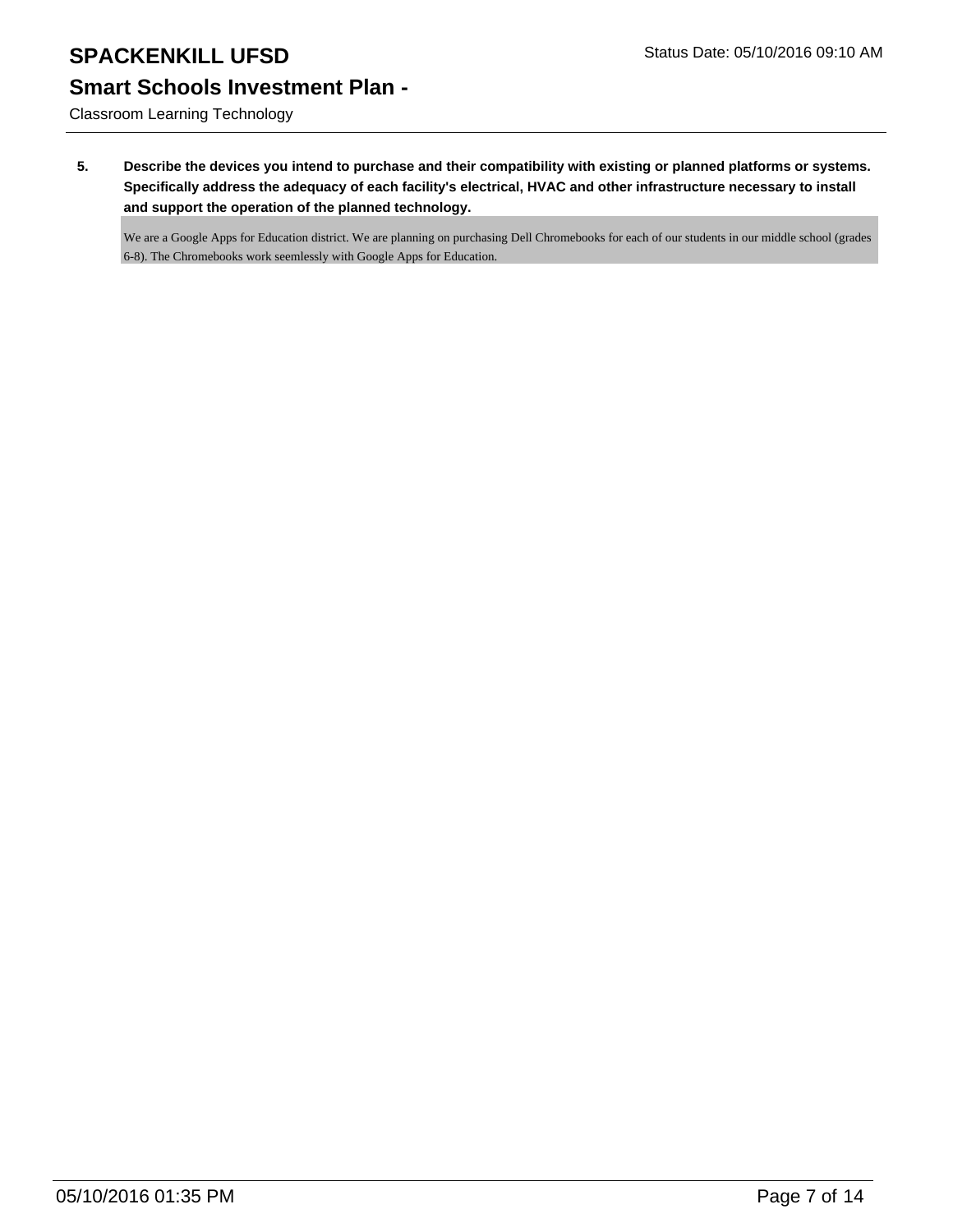**5. Describe the devices you intend to purchase and their compatibility with existing or planned platforms or systems. Specifically address the adequacy of each facility's electrical, HVAC and other infrastructure necessary to install and support the operation of the planned technology.**

We are a Google Apps for Education district. We are planning on purchasing Dell Chromebooks for each of our students in our middle school (grades 6-8). The Chromebooks work seemlessly with Google Apps for Education.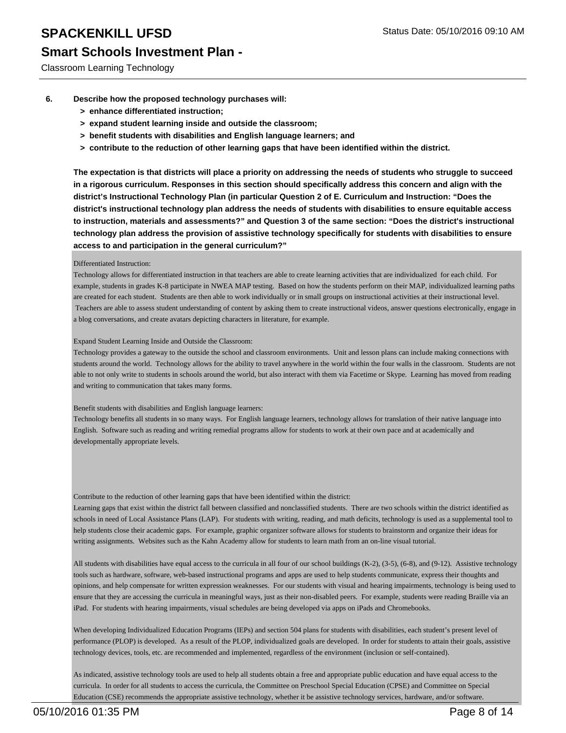**6. Describe how the proposed technology purchases will:**

- **> enhance differentiated instruction;**
- **> expand student learning inside and outside the classroom;**
- **> benefit students with disabilities and English language learners; and**
- **> contribute to the reduction of other learning gaps that have been identified within the district.**

**The expectation is that districts will place a priority on addressing the needs of students who struggle to succeed in a rigorous curriculum. Responses in this section should specifically address this concern and align with the district's Instructional Technology Plan (in particular Question 2 of E. Curriculum and Instruction: "Does the district's instructional technology plan address the needs of students with disabilities to ensure equitable access to instruction, materials and assessments?" and Question 3 of the same section: "Does the district's instructional technology plan address the provision of assistive technology specifically for students with disabilities to ensure access to and participation in the general curriculum?"**

Differentiated Instruction:
Technology allows for differentiated instruction in that teachers are able to create learning activities that are individualized for each child. For example, students in grades K-8 participate in NWEA MAP testing. Based on how the students perform on their MAP, individualized learning paths are created for each student. Students are then able to work individually or in small groups on instructional activities at their instructional level. Teachers are able to assess student understanding of content by asking them to create instructional videos, answer questions electronically, engage in a blog conversations, and create avatars depicting characters in literature, for example.

Expand Student Learning Inside and Outside the Classroom:
Technology provides a gateway to the outside the school and classroom environments. Unit and lesson plans can include making connections with students around the world. Technology allows for the ability to travel anywhere in the world within the four walls in the classroom. Students are not able to not only write to students in schools around the world, but also interact with them via Facetime or Skype. Learning has moved from reading and writing to communication that takes many forms.

Benefit students with disabilities and English language learners:
Technology benefits all students in so many ways. For English language learners, technology allows for translation of their native language into English. Software such as reading and writing remedial programs allow for students to work at their own pace and at academically and developmentally appropriate levels.

Contribute to the reduction of other learning gaps that have been identified within the district:
Learning gaps that exist within the district fall between classified and nonclassified students. There are two schools within the district identified as schools in need of Local Assistance Plans (LAP). For students with writing, reading, and math deficits, technology is used as a supplemental tool to help students close their academic gaps. For example, graphic organizer software allows for students to brainstorm and organize their ideas for writing assignments. Websites such as the Kahn Academy allow for students to learn math from an on-line visual tutorial.

All students with disabilities have equal access to the curricula in all four of our school buildings (K-2), (3-5), (6-8), and (9-12). Assistive technology tools such as hardware, software, web-based instructional programs and apps are used to help students communicate, express their thoughts and opinions, and help compensate for written expression weaknesses. For our students with visual and hearing impairments, technology is being used to ensure that they are accessing the curricula in meaningful ways, just as their non-disabled peers. For example, students were reading Braille via an iPad. For students with hearing impairments, visual schedules are being developed via apps on iPads and Chromebooks.

When developing Individualized Education Programs (IEPs) and section 504 plans for students with disabilities, each student's present level of performance (PLOP) is developed. As a result of the PLOP, individualized goals are developed. In order for students to attain their goals, assistive technology devices, tools, etc. are recommended and implemented, regardless of the environment (inclusion or self-contained).

As indicated, assistive technology tools are used to help all students obtain a free and appropriate public education and have equal access to the curricula. In order for all students to access the curricula, the Committee on Preschool Special Education (CPSE) and Committee on Special Education (CSE) recommends the appropriate assistive technology, whether it be assistive technology services, hardware, and/or software.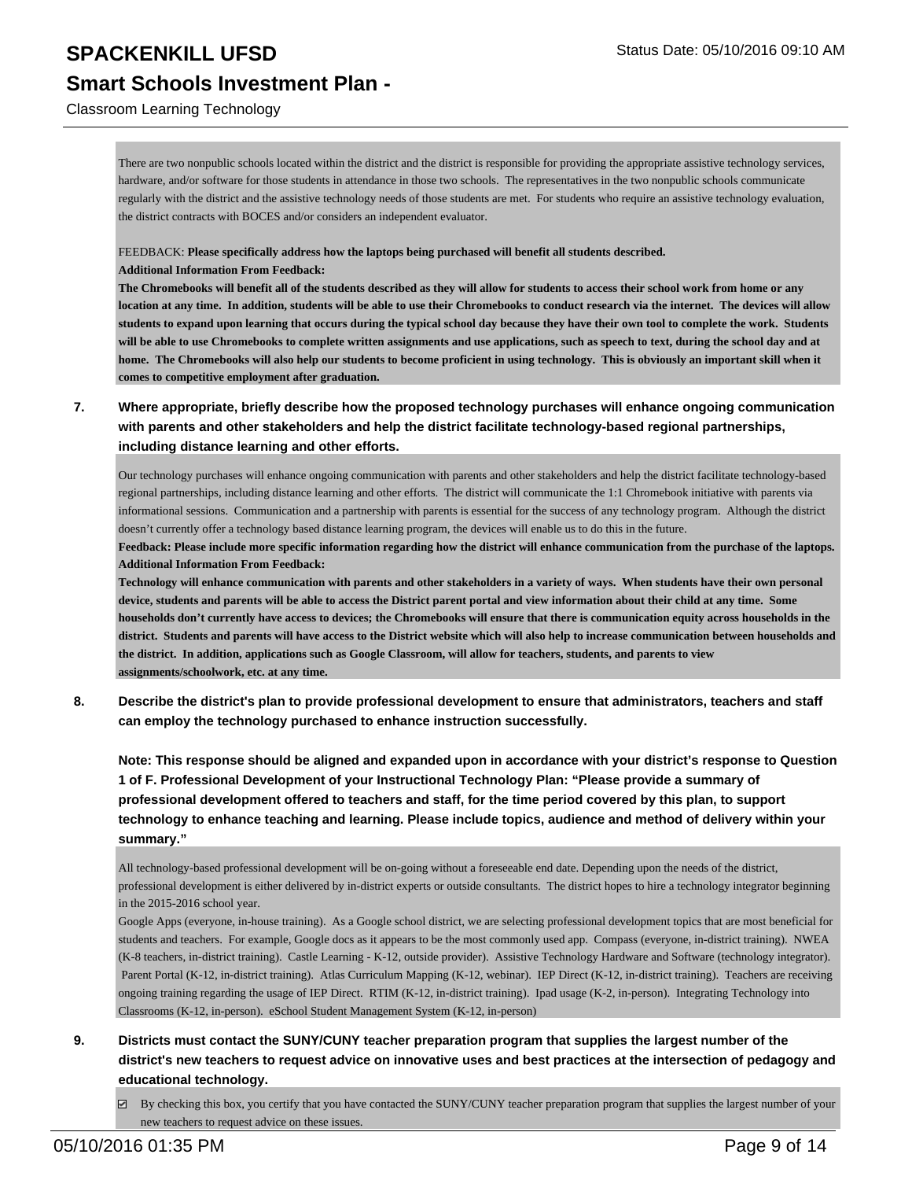There are two nonpublic schools located within the district and the district is responsible for providing the appropriate assistive technology services, hardware, and/or software for those students in attendance in those two schools. The representatives in the two nonpublic schools communicate regularly with the district and the assistive technology needs of those students are met. For students who require an assistive technology evaluation, the district contracts with BOCES and/or considers an independent evaluator.

FEEDBACK: **Please specifically address how the laptops being purchased will benefit all students described.**
**Additional Information From Feedback:**
**The Chromebooks will benefit all of the students described as they will allow for students to access their school work from home or any location at any time. In addition, students will be able to use their Chromebooks to conduct research via the internet. The devices will allow students to expand upon learning that occurs during the typical school day because they have their own tool to complete the work. Students will be able to use Chromebooks to complete written assignments and use applications, such as speech to text, during the school day and at home. The Chromebooks will also help our students to become proficient in using technology. This is obviously an important skill when it comes to competitive employment after graduation.**

**7. Where appropriate, briefly describe how the proposed technology purchases will enhance ongoing communication with parents and other stakeholders and help the district facilitate technology-based regional partnerships, including distance learning and other efforts.**

Our technology purchases will enhance ongoing communication with parents and other stakeholders and help the district facilitate technology-based regional partnerships, including distance learning and other efforts. The district will communicate the 1:1 Chromebook initiative with parents via informational sessions. Communication and a partnership with parents is essential for the success of any technology program. Although the district doesn't currently offer a technology based distance learning program, the devices will enable us to do this in the future.
**Feedback: Please include more specific information regarding how the district will enhance communication from the purchase of the laptops.**
**Additional Information From Feedback:**
**Technology will enhance communication with parents and other stakeholders in a variety of ways. When students have their own personal device, students and parents will be able to access the District parent portal and view information about their child at any time. Some households don't currently have access to devices; the Chromebooks will ensure that there is communication equity across households in the district. Students and parents will have access to the District website which will also help to increase communication between households and the district. In addition, applications such as Google Classroom, will allow for teachers, students, and parents to view assignments/schoolwork, etc. at any time.**

**8. Describe the district's plan to provide professional development to ensure that administrators, teachers and staff can employ the technology purchased to enhance instruction successfully.**

**Note: This response should be aligned and expanded upon in accordance with your district's response to Question 1 of F. Professional Development of your Instructional Technology Plan: "Please provide a summary of professional development offered to teachers and staff, for the time period covered by this plan, to support technology to enhance teaching and learning. Please include topics, audience and method of delivery within your summary."**

All technology-based professional development will be on-going without a foreseeable end date. Depending upon the needs of the district, professional development is either delivered by in-district experts or outside consultants. The district hopes to hire a technology integrator beginning in the 2015-2016 school year.
Google Apps (everyone, in-house training). As a Google school district, we are selecting professional development topics that are most beneficial for students and teachers. For example, Google docs as it appears to be the most commonly used app. Compass (everyone, in-district training). NWEA (K-8 teachers, in-district training). Castle Learning - K-12, outside provider). Assistive Technology Hardware and Software (technology integrator). Parent Portal (K-12, in-district training). Atlas Curriculum Mapping (K-12, webinar). IEP Direct (K-12, in-district training). Teachers are receiving ongoing training regarding the usage of IEP Direct. RTIM (K-12, in-district training). Ipad usage (K-2, in-person). Integrating Technology into Classrooms (K-12, in-person). eSchool Student Management System (K-12, in-person)

**9. Districts must contact the SUNY/CUNY teacher preparation program that supplies the largest number of the district's new teachers to request advice on innovative uses and best practices at the intersection of pedagogy and educational technology.**

☑ By checking this box, you certify that you have contacted the SUNY/CUNY teacher preparation program that supplies the largest number of your new teachers to request advice on these issues.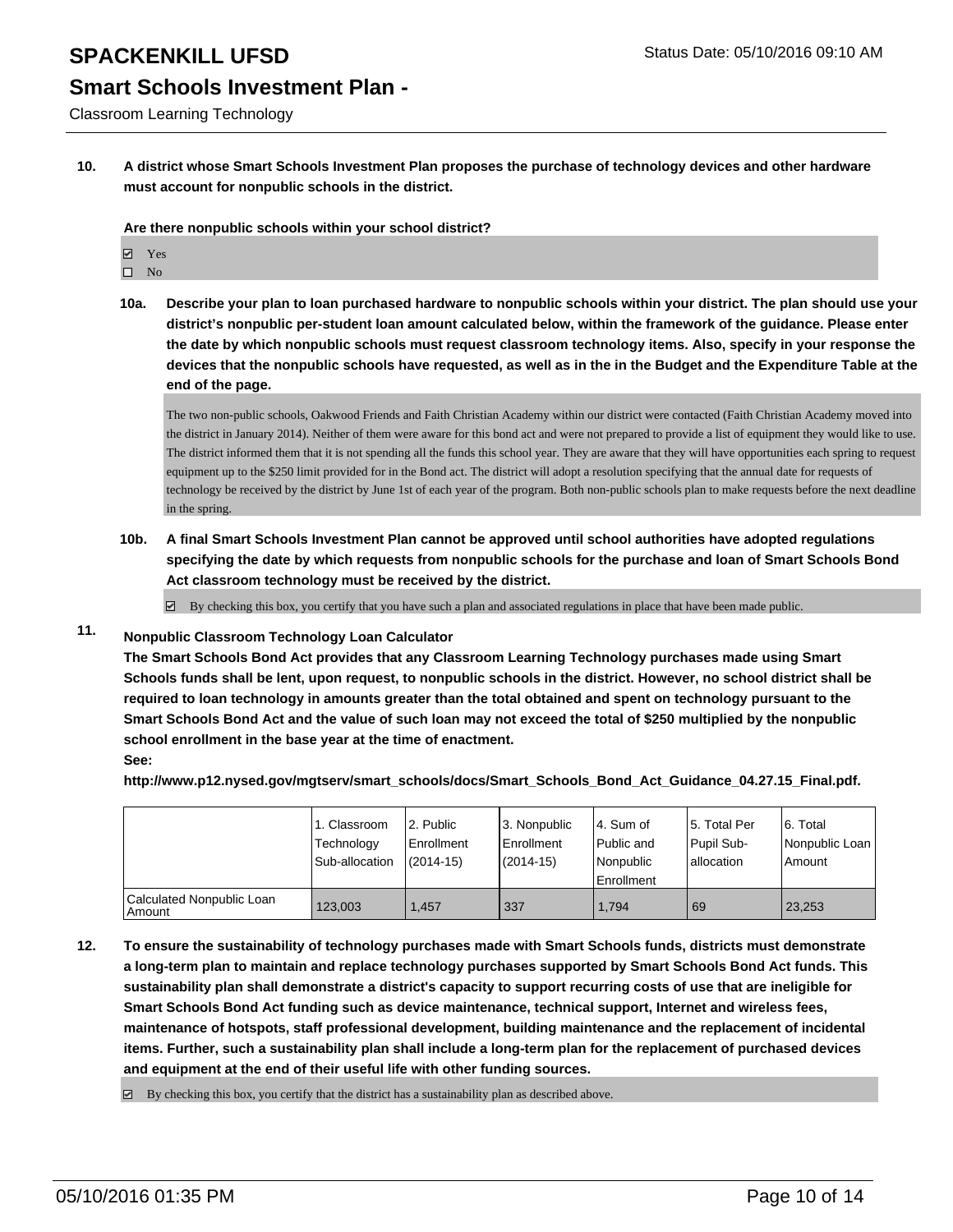# SPACKENKILL UFSD

Status Date: 05/10/2016 09:10 AM

## Smart Schools Investment Plan -

Classroom Learning Technology

**10. A district whose Smart Schools Investment Plan proposes the purchase of technology devices and other hardware must account for nonpublic schools in the district.**

**Are there nonpublic schools within your school district?**

- ☑ Yes
- ☐ No

**10a. Describe your plan to loan purchased hardware to nonpublic schools within your district. The plan should use your district's nonpublic per-student loan amount calculated below, within the framework of the guidance. Please enter the date by which nonpublic schools must request classroom technology items. Also, specify in your response the devices that the nonpublic schools have requested, as well as in the in the Budget and the Expenditure Table at the end of the page.**

The two non-public schools, Oakwood Friends and Faith Christian Academy within our district were contacted (Faith Christian Academy moved into the district in January 2014). Neither of them were aware for this bond act and were not prepared to provide a list of equipment they would like to use. The district informed them that it is not spending all the funds this school year. They are aware that they will have opportunities each spring to request equipment up to the $250 limit provided for in the Bond act. The district will adopt a resolution specifying that the annual date for requests of technology be received by the district by June 1st of each year of the program. Both non-public schools plan to make requests before the next deadline in the spring.

**10b. A final Smart Schools Investment Plan cannot be approved until school authorities have adopted regulations specifying the date by which requests from nonpublic schools for the purchase and loan of Smart Schools Bond Act classroom technology must be received by the district.**

☑ By checking this box, you certify that you have such a plan and associated regulations in place that have been made public.

**11. Nonpublic Classroom Technology Loan Calculator**

**The Smart Schools Bond Act provides that any Classroom Learning Technology purchases made using Smart Schools funds shall be lent, upon request, to nonpublic schools in the district. However, no school district shall be required to loan technology in amounts greater than the total obtained and spent on technology pursuant to the Smart Schools Bond Act and the value of such loan may not exceed the total of $250 multiplied by the nonpublic school enrollment in the base year at the time of enactment.**

**See:**

**http://www.p12.nysed.gov/mgtserv/smart_schools/docs/Smart_Schools_Bond_Act_Guidance_04.27.15_Final.pdf.**

| | 1. Classroom Technology Sub-allocation | 2. Public Enrollment (2014-15) | 3. Nonpublic Enrollment (2014-15) | 4. Sum of Public and Nonpublic Enrollment | 5. Total Per Pupil Sub-allocation | 6. Total Nonpublic Loan Amount |
|---|---|---|---|---|---|---|
| Calculated Nonpublic Loan Amount | 123,003 | 1,457 | 337 | 1,794 | 69 | 23,253 |

**12. To ensure the sustainability of technology purchases made with Smart Schools funds, districts must demonstrate a long-term plan to maintain and replace technology purchases supported by Smart Schools Bond Act funds. This sustainability plan shall demonstrate a district's capacity to support recurring costs of use that are ineligible for Smart Schools Bond Act funding such as device maintenance, technical support, Internet and wireless fees, maintenance of hotspots, staff professional development, building maintenance and the replacement of incidental items. Further, such a sustainability plan shall include a long-term plan for the replacement of purchased devices and equipment at the end of their useful life with other funding sources.**

☑ By checking this box, you certify that the district has a sustainability plan as described above.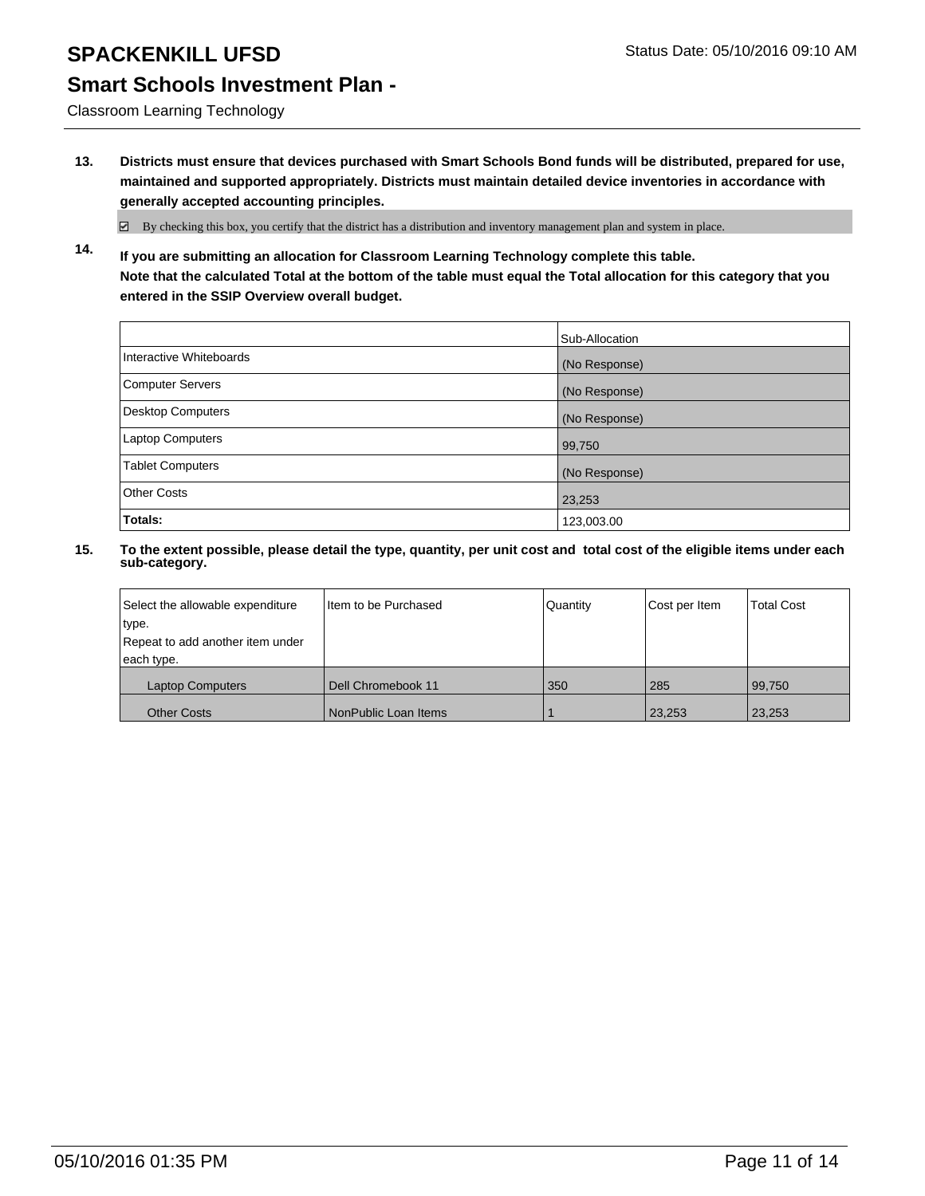# SPACKENKILL UFSD

Status Date: 05/10/2016 09:10 AM

## Smart Schools Investment Plan -

Classroom Learning Technology

**13. Districts must ensure that devices purchased with Smart Schools Bond funds will be distributed, prepared for use, maintained and supported appropriately. Districts must maintain detailed device inventories in accordance with generally accepted accounting principles.**

☑ By checking this box, you certify that the district has a distribution and inventory management plan and system in place.

**14. If you are submitting an allocation for Classroom Learning Technology complete this table. Note that the calculated Total at the bottom of the table must equal the Total allocation for this category that you entered in the SSIP Overview overall budget.**

| | Sub-Allocation |
|---|---|
| Interactive Whiteboards | (No Response) |
| Computer Servers | (No Response) |
| Desktop Computers | (No Response) |
| Laptop Computers | 99,750 |
| Tablet Computers | (No Response) |
| Other Costs | 23,253 |
| **Totals:** | 123,003.00 |

**15. To the extent possible, please detail the type, quantity, per unit cost and total cost of the eligible items under each sub-category.**

| Select the allowable expenditure type. Repeat to add another item under each type. | Item to be Purchased | Quantity | Cost per Item | Total Cost |
|---|---|---|---|---|
| Laptop Computers | Dell Chromebook 11 | 350 | 285 | 99,750 |
| Other Costs | NonPublic Loan Items | 1 | 23,253 | 23,253 |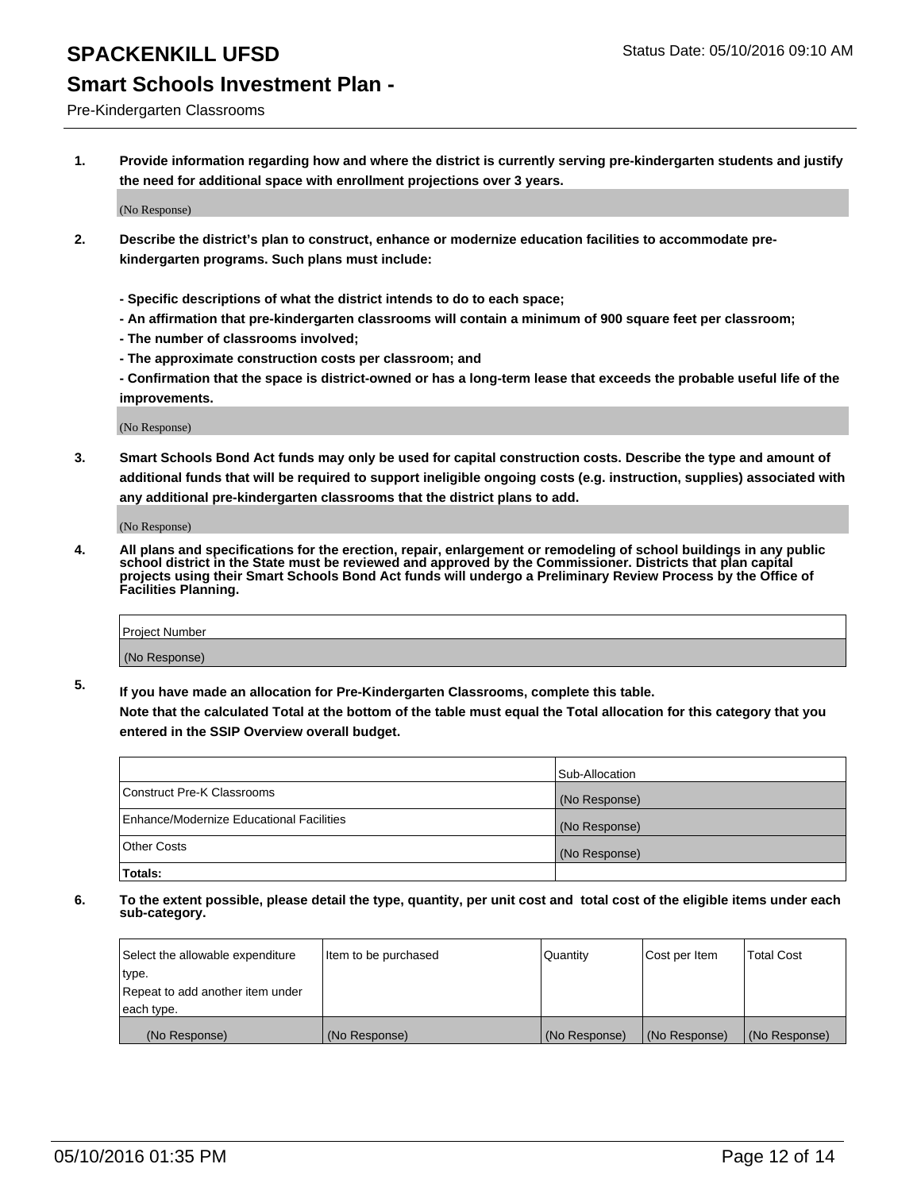# SPACKENKILL UFSD

Status Date: 05/10/2016 09:10 AM

## Smart Schools Investment Plan -

Pre-Kindergarten Classrooms

**1. Provide information regarding how and where the district is currently serving pre-kindergarten students and justify the need for additional space with enrollment projections over 3 years.**

(No Response)

**2. Describe the district's plan to construct, enhance or modernize education facilities to accommodate pre-kindergarten programs. Such plans must include:**

**- Specific descriptions of what the district intends to do to each space;**
**- An affirmation that pre-kindergarten classrooms will contain a minimum of 900 square feet per classroom;**
**- The number of classrooms involved;**
**- The approximate construction costs per classroom; and**
**- Confirmation that the space is district-owned or has a long-term lease that exceeds the probable useful life of the improvements.**

(No Response)

**3. Smart Schools Bond Act funds may only be used for capital construction costs. Describe the type and amount of additional funds that will be required to support ineligible ongoing costs (e.g. instruction, supplies) associated with any additional pre-kindergarten classrooms that the district plans to add.**

(No Response)

**4. All plans and specifications for the erection, repair, enlargement or remodeling of school buildings in any public school district in the State must be reviewed and approved by the Commissioner. Districts that plan capital projects using their Smart Schools Bond Act funds will undergo a Preliminary Review Process by the Office of Facilities Planning.**

| Project Number |
|---|
| (No Response) |

**5. If you have made an allocation for Pre-Kindergarten Classrooms, complete this table.**
**Note that the calculated Total at the bottom of the table must equal the Total allocation for this category that you entered in the SSIP Overview overall budget.**

| | Sub-Allocation |
|---|---|
| Construct Pre-K Classrooms | (No Response) |
| Enhance/Modernize Educational Facilities | (No Response) |
| Other Costs | (No Response) |
| **Totals:** | |

**6. To the extent possible, please detail the type, quantity, per unit cost and total cost of the eligible items under each sub-category.**

| Select the allowable expenditure type. Repeat to add another item under each type. | Item to be purchased | Quantity | Cost per Item | Total Cost |
|---|---|---|---|---|
| (No Response) | (No Response) | (No Response) | (No Response) | (No Response) |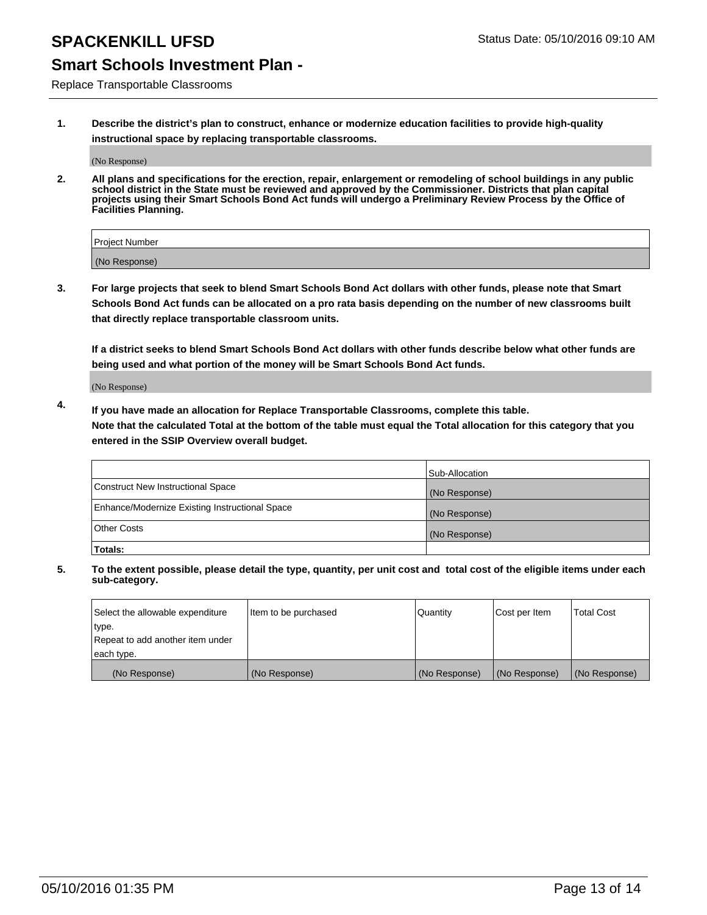# SPACKENKILL UFSD

Status Date: 05/10/2016 09:10 AM

## Smart Schools Investment Plan -

Replace Transportable Classrooms

**1. Describe the district's plan to construct, enhance or modernize education facilities to provide high-quality instructional space by replacing transportable classrooms.**

(No Response)

**2. All plans and specifications for the erection, repair, enlargement or remodeling of school buildings in any public school district in the State must be reviewed and approved by the Commissioner. Districts that plan capital projects using their Smart Schools Bond Act funds will undergo a Preliminary Review Process by the Office of Facilities Planning.**

| Project Number |
| --- |
| (No Response) |

**3. For large projects that seek to blend Smart Schools Bond Act dollars with other funds, please note that Smart Schools Bond Act funds can be allocated on a pro rata basis depending on the number of new classrooms built that directly replace transportable classroom units.**

**If a district seeks to blend Smart Schools Bond Act dollars with other funds describe below what other funds are being used and what portion of the money will be Smart Schools Bond Act funds.**

(No Response)

**4. If you have made an allocation for Replace Transportable Classrooms, complete this table. Note that the calculated Total at the bottom of the table must equal the Total allocation for this category that you entered in the SSIP Overview overall budget.**

| | Sub-Allocation |
| --- | --- |
| Construct New Instructional Space | (No Response) |
| Enhance/Modernize Existing Instructional Space | (No Response) |
| Other Costs | (No Response) |
| **Totals:** | |

**5. To the extent possible, please detail the type, quantity, per unit cost and total cost of the eligible items under each sub-category.**

| Select the allowable expenditure type. Repeat to add another item under each type. | Item to be purchased | Quantity | Cost per Item | Total Cost |
| --- | --- | --- | --- | --- |
| (No Response) | (No Response) | (No Response) | (No Response) | (No Response) |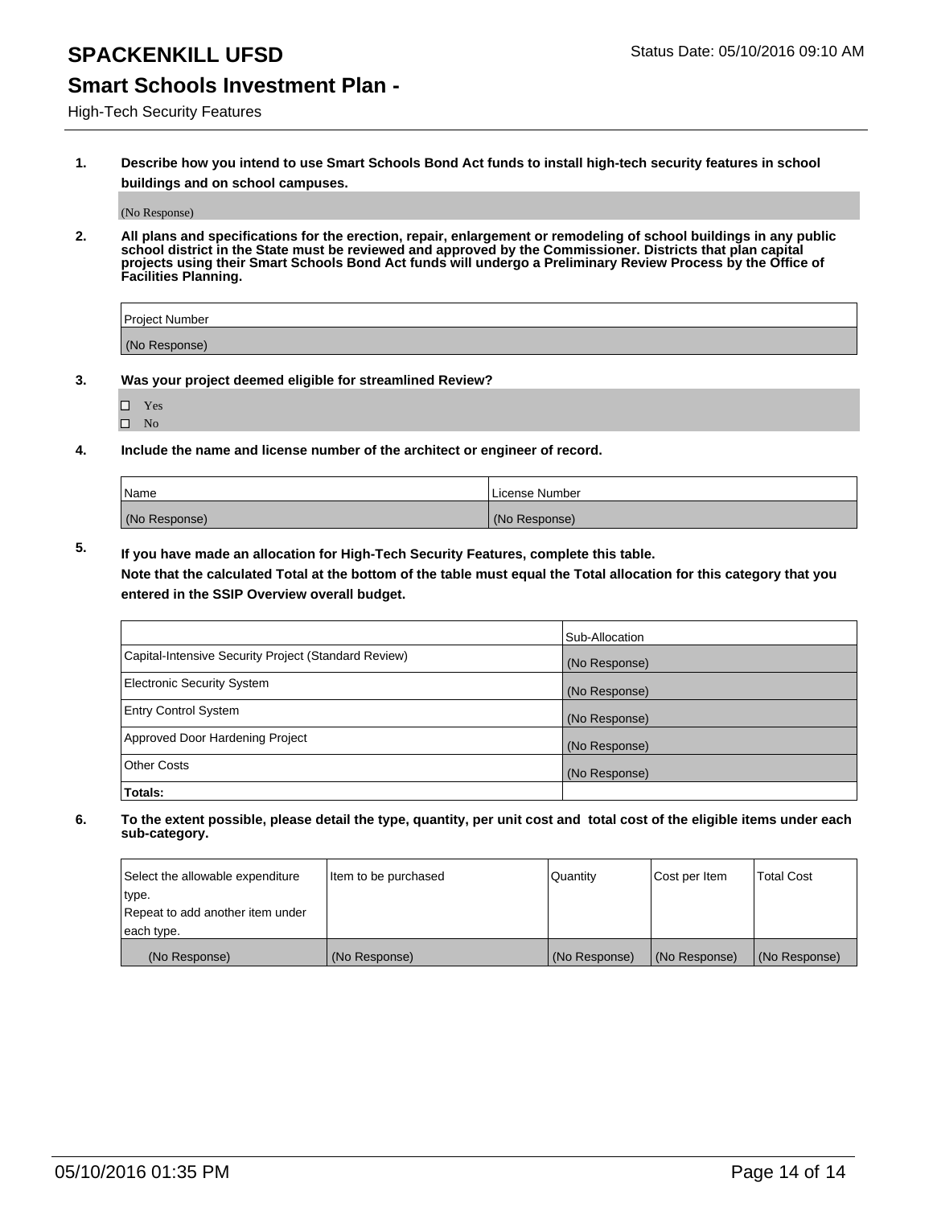# SPACKENKILL UFSD

Status Date: 05/10/2016 09:10 AM

## Smart Schools Investment Plan -

High-Tech Security Features

**1. Describe how you intend to use Smart Schools Bond Act funds to install high-tech security features in school buildings and on school campuses.**

(No Response)

**2. All plans and specifications for the erection, repair, enlargement or remodeling of school buildings in any public school district in the State must be reviewed and approved by the Commissioner. Districts that plan capital projects using their Smart Schools Bond Act funds will undergo a Preliminary Review Process by the Office of Facilities Planning.**

| Project Number |
|---|
| (No Response) |

**3. Was your project deemed eligible for streamlined Review?**

- ☐ Yes
- ☐ No

**4. Include the name and license number of the architect or engineer of record.**

| Name | License Number |
|---|---|
| (No Response) | (No Response) |

**5. If you have made an allocation for High-Tech Security Features, complete this table.**
**Note that the calculated Total at the bottom of the table must equal the Total allocation for this category that you entered in the SSIP Overview overall budget.**

| | Sub-Allocation |
|---|---|
| Capital-Intensive Security Project (Standard Review) | (No Response) |
| Electronic Security System | (No Response) |
| Entry Control System | (No Response) |
| Approved Door Hardening Project | (No Response) |
| Other Costs | (No Response) |
| **Totals:** | |

**6. To the extent possible, please detail the type, quantity, per unit cost and total cost of the eligible items under each sub-category.**

| Select the allowable expenditure type. Repeat to add another item under each type. | Item to be purchased | Quantity | Cost per Item | Total Cost |
|---|---|---|---|---|
| (No Response) | (No Response) | (No Response) | (No Response) | (No Response) |